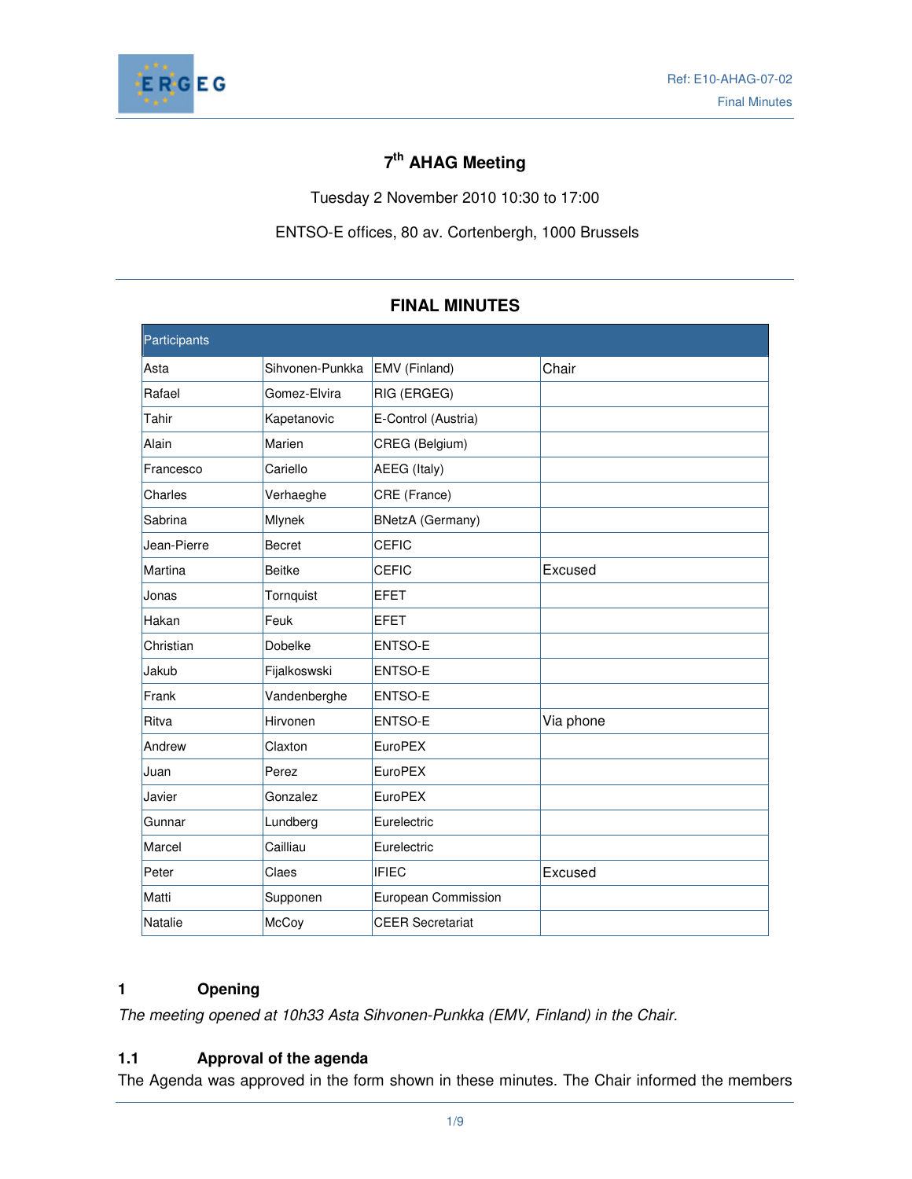Ref: E10-AHAG-07-02

Final Minutes

# 7th AHAG Meeting

Tuesday 2 November 2010 10:30 to 17:00

ENTSO-E offices, 80 av. Cortenbergh, 1000 Brussels

## FINAL MINUTES

| Participants | | | |
|---|---|---|---|
| Asta | Sihvonen-Punkka | EMV (Finland) | Chair |
| Rafael | Gomez-Elvira | RIG (ERGEG) | |
| Tahir | Kapetanovic | E-Control (Austria) | |
| Alain | Marien | CREG (Belgium) | |
| Francesco | Cariello | AEEG (Italy) | |
| Charles | Verhaeghe | CRE (France) | |
| Sabrina | Mlynek | BNetzA (Germany) | |
| Jean-Pierre | Becret | CEFIC | |
| Martina | Beitke | CEFIC | Excused |
| Jonas | Tornquist | EFET | |
| Hakan | Feuk | EFET | |
| Christian | Dobelke | ENTSO-E | |
| Jakub | Fijalkoswski | ENTSO-E | |
| Frank | Vandenberghe | ENTSO-E | |
| Ritva | Hirvonen | ENTSO-E | Via phone |
| Andrew | Claxton | EuroPEX | |
| Juan | Perez | EuroPEX | |
| Javier | Gonzalez | EuroPEX | |
| Gunnar | Lundberg | Eurelectric | |
| Marcel | Cailliau | Eurelectric | |
| Peter | Claes | IFIEC | Excused |
| Matti | Supponen | European Commission | |
| Natalie | McCoy | CEER Secretariat | |

## 1 Opening

*The meeting opened at 10h33 Asta Sihvonen-Punkka (EMV, Finland) in the Chair.*

### 1.1 Approval of the agenda

The Agenda was approved in the form shown in these minutes. The Chair informed the members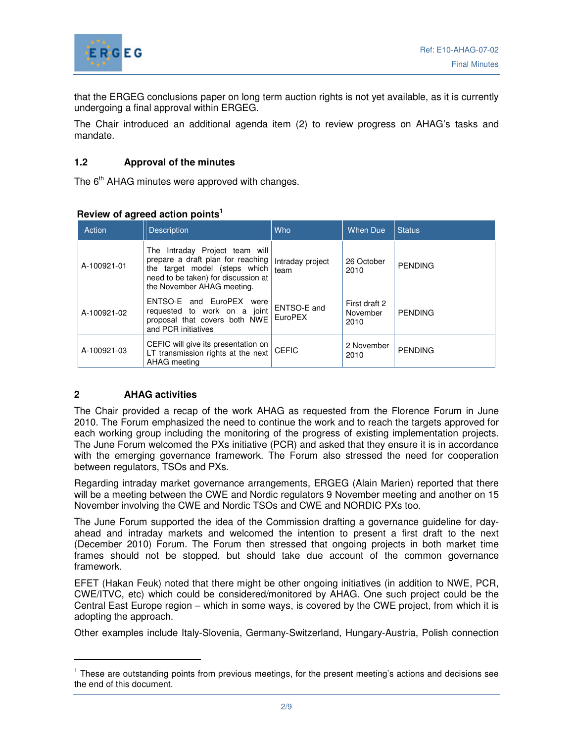that the ERGEG conclusions paper on long term auction rights is not yet available, as it is currently undergoing a final approval within ERGEG.

The Chair introduced an additional agenda item (2) to review progress on AHAG's tasks and mandate.

### 1.2 Approval of the minutes

The 6th AHAG minutes were approved with changes.

**Review of agreed action points**[1]

| Action | Description | Who | When Due | Status |
|---|---|---|---|---|
| A-100921-01 | The Intraday Project team will prepare a draft plan for reaching the target model (steps which need to be taken) for discussion at the November AHAG meeting. | Intraday project team | 26 October 2010 | PENDING |
| A-100921-02 | ENTSO-E and EuroPEX were requested to work on a joint proposal that covers both NWE and PCR initiatives | ENTSO-E and EuroPEX | First draft 2 November 2010 | PENDING |
| A-100921-03 | CEFIC will give its presentation on LT transmission rights at the next AHAG meeting | CEFIC | 2 November 2010 | PENDING |

## 2 AHAG activities

The Chair provided a recap of the work AHAG as requested from the Florence Forum in June 2010. The Forum emphasized the need to continue the work and to reach the targets approved for each working group including the monitoring of the progress of existing implementation projects. The June Forum welcomed the PXs initiative (PCR) and asked that they ensure it is in accordance with the emerging governance framework. The Forum also stressed the need for cooperation between regulators, TSOs and PXs.

Regarding intraday market governance arrangements, ERGEG (Alain Marien) reported that there will be a meeting between the CWE and Nordic regulators 9 November meeting and another on 15 November involving the CWE and Nordic TSOs and CWE and NORDIC PXs too.

The June Forum supported the idea of the Commission drafting a governance guideline for day-ahead and intraday markets and welcomed the intention to present a first draft to the next (December 2010) Forum. The Forum then stressed that ongoing projects in both market time frames should not be stopped, but should take due account of the common governance framework.

EFET (Hakan Feuk) noted that there might be other ongoing initiatives (in addition to NWE, PCR, CWE/ITVC, etc) which could be considered/monitored by AHAG. One such project could be the Central East Europe region – which in some ways, is covered by the CWE project, from which it is adopting the approach.

Other examples include Italy-Slovenia, Germany-Switzerland, Hungary-Austria, Polish connection

[1] These are outstanding points from previous meetings, for the present meeting's actions and decisions see the end of this document.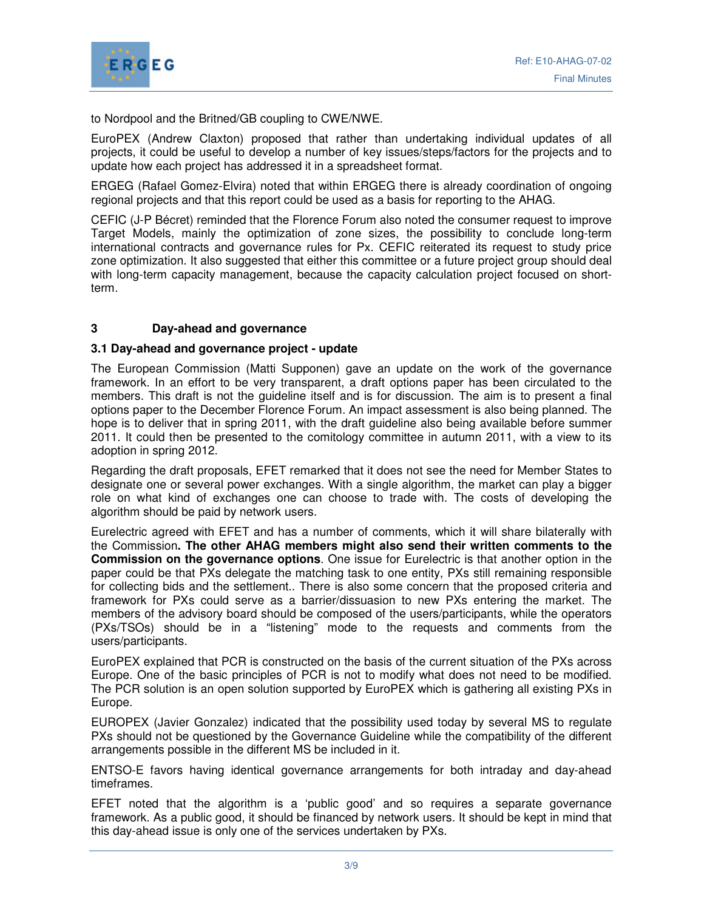to Nordpool and the Britned/GB coupling to CWE/NWE.

EuroPEX (Andrew Claxton) proposed that rather than undertaking individual updates of all projects, it could be useful to develop a number of key issues/steps/factors for the projects and to update how each project has addressed it in a spreadsheet format.

ERGEG (Rafael Gomez-Elvira) noted that within ERGEG there is already coordination of ongoing regional projects and that this report could be used as a basis for reporting to the AHAG.

CEFIC (J-P Bécret) reminded that the Florence Forum also noted the consumer request to improve Target Models, mainly the optimization of zone sizes, the possibility to conclude long-term international contracts and governance rules for Px. CEFIC reiterated its request to study price zone optimization. It also suggested that either this committee or a future project group should deal with long-term capacity management, because the capacity calculation project focused on short-term.

## 3 Day-ahead and governance

### 3.1 Day-ahead and governance project - update

The European Commission (Matti Supponen) gave an update on the work of the governance framework. In an effort to be very transparent, a draft options paper has been circulated to the members. This draft is not the guideline itself and is for discussion. The aim is to present a final options paper to the December Florence Forum. An impact assessment is also being planned. The hope is to deliver that in spring 2011, with the draft guideline also being available before summer 2011. It could then be presented to the comitology committee in autumn 2011, with a view to its adoption in spring 2012.

Regarding the draft proposals, EFET remarked that it does not see the need for Member States to designate one or several power exchanges. With a single algorithm, the market can play a bigger role on what kind of exchanges one can choose to trade with. The costs of developing the algorithm should be paid by network users.

Eurelectric agreed with EFET and has a number of comments, which it will share bilaterally with the Commission**. The other AHAG members might also send their written comments to the Commission on the governance options**. One issue for Eurelectric is that another option in the paper could be that PXs delegate the matching task to one entity, PXs still remaining responsible for collecting bids and the settlement.. There is also some concern that the proposed criteria and framework for PXs could serve as a barrier/dissuasion to new PXs entering the market. The members of the advisory board should be composed of the users/participants, while the operators (PXs/TSOs) should be in a "listening" mode to the requests and comments from the users/participants.

EuroPEX explained that PCR is constructed on the basis of the current situation of the PXs across Europe. One of the basic principles of PCR is not to modify what does not need to be modified. The PCR solution is an open solution supported by EuroPEX which is gathering all existing PXs in Europe.

EUROPEX (Javier Gonzalez) indicated that the possibility used today by several MS to regulate PXs should not be questioned by the Governance Guideline while the compatibility of the different arrangements possible in the different MS be included in it.

ENTSO-E favors having identical governance arrangements for both intraday and day-ahead timeframes.

EFET noted that the algorithm is a 'public good' and so requires a separate governance framework. As a public good, it should be financed by network users. It should be kept in mind that this day-ahead issue is only one of the services undertaken by PXs.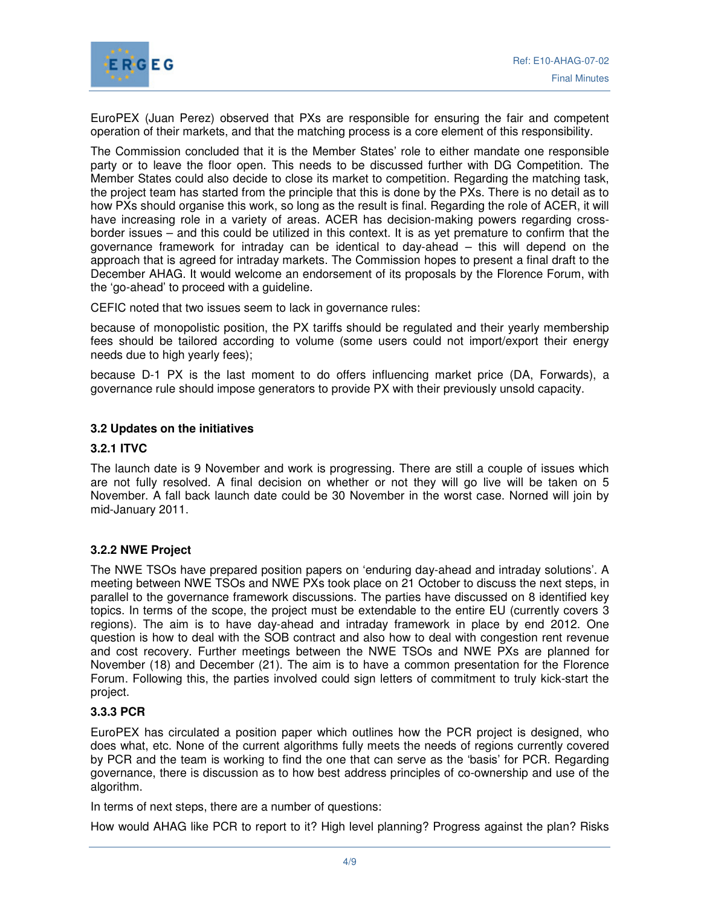EuroPEX (Juan Perez) observed that PXs are responsible for ensuring the fair and competent operation of their markets, and that the matching process is a core element of this responsibility.

The Commission concluded that it is the Member States' role to either mandate one responsible party or to leave the floor open. This needs to be discussed further with DG Competition. The Member States could also decide to close its market to competition. Regarding the matching task, the project team has started from the principle that this is done by the PXs. There is no detail as to how PXs should organise this work, so long as the result is final. Regarding the role of ACER, it will have increasing role in a variety of areas. ACER has decision-making powers regarding cross-border issues – and this could be utilized in this context. It is as yet premature to confirm that the governance framework for intraday can be identical to day-ahead – this will depend on the approach that is agreed for intraday markets. The Commission hopes to present a final draft to the December AHAG. It would welcome an endorsement of its proposals by the Florence Forum, with the 'go-ahead' to proceed with a guideline.

CEFIC noted that two issues seem to lack in governance rules:

because of monopolistic position, the PX tariffs should be regulated and their yearly membership fees should be tailored according to volume (some users could not import/export their energy needs due to high yearly fees);

because D-1 PX is the last moment to do offers influencing market price (DA, Forwards), a governance rule should impose generators to provide PX with their previously unsold capacity.

### 3.2 Updates on the initiatives

#### 3.2.1 ITVC

The launch date is 9 November and work is progressing. There are still a couple of issues which are not fully resolved. A final decision on whether or not they will go live will be taken on 5 November. A fall back launch date could be 30 November in the worst case. Norned will join by mid-January 2011.

#### 3.2.2 NWE Project

The NWE TSOs have prepared position papers on 'enduring day-ahead and intraday solutions'. A meeting between NWE TSOs and NWE PXs took place on 21 October to discuss the next steps, in parallel to the governance framework discussions. The parties have discussed on 8 identified key topics. In terms of the scope, the project must be extendable to the entire EU (currently covers 3 regions). The aim is to have day-ahead and intraday framework in place by end 2012. One question is how to deal with the SOB contract and also how to deal with congestion rent revenue and cost recovery. Further meetings between the NWE TSOs and NWE PXs are planned for November (18) and December (21). The aim is to have a common presentation for the Florence Forum. Following this, the parties involved could sign letters of commitment to truly kick-start the project.

#### 3.3.3 PCR

EuroPEX has circulated a position paper which outlines how the PCR project is designed, who does what, etc. None of the current algorithms fully meets the needs of regions currently covered by PCR and the team is working to find the one that can serve as the 'basis' for PCR. Regarding governance, there is discussion as to how best address principles of co-ownership and use of the algorithm.

In terms of next steps, there are a number of questions:

How would AHAG like PCR to report to it? High level planning? Progress against the plan? Risks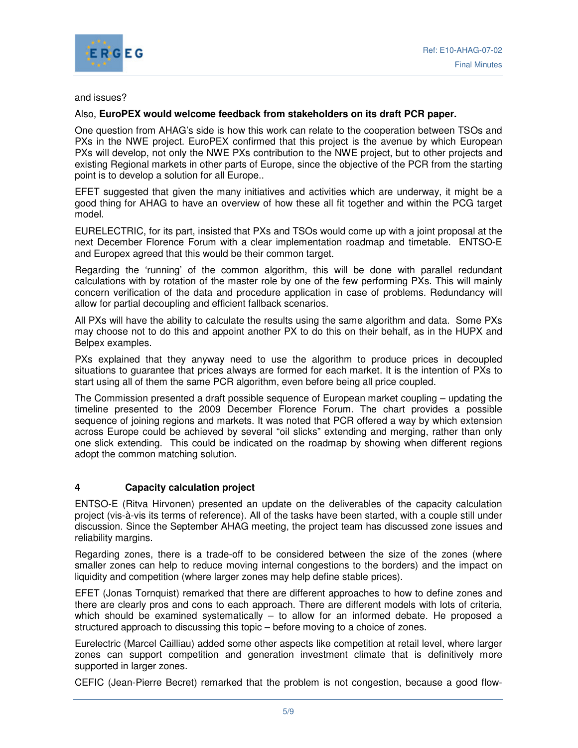and issues?

Also, **EuroPEX would welcome feedback from stakeholders on its draft PCR paper.**

One question from AHAG's side is how this work can relate to the cooperation between TSOs and PXs in the NWE project. EuroPEX confirmed that this project is the avenue by which European PXs will develop, not only the NWE PXs contribution to the NWE project, but to other projects and existing Regional markets in other parts of Europe, since the objective of the PCR from the starting point is to develop a solution for all Europe..

EFET suggested that given the many initiatives and activities which are underway, it might be a good thing for AHAG to have an overview of how these all fit together and within the PCG target model.

EURELECTRIC, for its part, insisted that PXs and TSOs would come up with a joint proposal at the next December Florence Forum with a clear implementation roadmap and timetable. ENTSO-E and Europex agreed that this would be their common target.

Regarding the 'running' of the common algorithm, this will be done with parallel redundant calculations with by rotation of the master role by one of the few performing PXs. This will mainly concern verification of the data and procedure application in case of problems. Redundancy will allow for partial decoupling and efficient fallback scenarios.

All PXs will have the ability to calculate the results using the same algorithm and data. Some PXs may choose not to do this and appoint another PX to do this on their behalf, as in the HUPX and Belpex examples.

PXs explained that they anyway need to use the algorithm to produce prices in decoupled situations to guarantee that prices always are formed for each market. It is the intention of PXs to start using all of them the same PCR algorithm, even before being all price coupled.

The Commission presented a draft possible sequence of European market coupling – updating the timeline presented to the 2009 December Florence Forum. The chart provides a possible sequence of joining regions and markets. It was noted that PCR offered a way by which extension across Europe could be achieved by several "oil slicks" extending and merging, rather than only one slick extending. This could be indicated on the roadmap by showing when different regions adopt the common matching solution.

## 4 Capacity calculation project

ENTSO-E (Ritva Hirvonen) presented an update on the deliverables of the capacity calculation project (vis-à-vis its terms of reference). All of the tasks have been started, with a couple still under discussion. Since the September AHAG meeting, the project team has discussed zone issues and reliability margins.

Regarding zones, there is a trade-off to be considered between the size of the zones (where smaller zones can help to reduce moving internal congestions to the borders) and the impact on liquidity and competition (where larger zones may help define stable prices).

EFET (Jonas Tornquist) remarked that there are different approaches to how to define zones and there are clearly pros and cons to each approach. There are different models with lots of criteria, which should be examined systematically – to allow for an informed debate. He proposed a structured approach to discussing this topic – before moving to a choice of zones.

Eurelectric (Marcel Cailliau) added some other aspects like competition at retail level, where larger zones can support competition and generation investment climate that is definitively more supported in larger zones.

CEFIC (Jean-Pierre Becret) remarked that the problem is not congestion, because a good flow-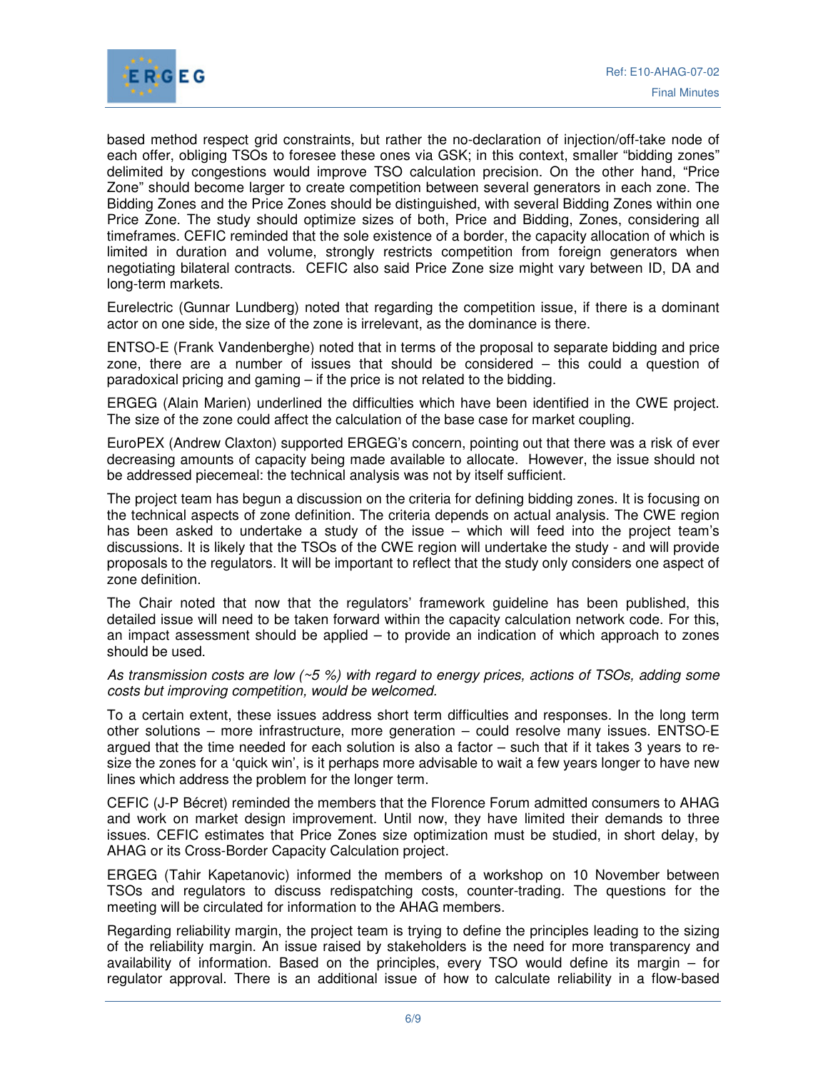based method respect grid constraints, but rather the no-declaration of injection/off-take node of each offer, obliging TSOs to foresee these ones via GSK; in this context, smaller "bidding zones" delimited by congestions would improve TSO calculation precision. On the other hand, "Price Zone" should become larger to create competition between several generators in each zone. The Bidding Zones and the Price Zones should be distinguished, with several Bidding Zones within one Price Zone. The study should optimize sizes of both, Price and Bidding, Zones, considering all timeframes. CEFIC reminded that the sole existence of a border, the capacity allocation of which is limited in duration and volume, strongly restricts competition from foreign generators when negotiating bilateral contracts. CEFIC also said Price Zone size might vary between ID, DA and long-term markets.

Eurelectric (Gunnar Lundberg) noted that regarding the competition issue, if there is a dominant actor on one side, the size of the zone is irrelevant, as the dominance is there.

ENTSO-E (Frank Vandenberghe) noted that in terms of the proposal to separate bidding and price zone, there are a number of issues that should be considered – this could a question of paradoxical pricing and gaming – if the price is not related to the bidding.

ERGEG (Alain Marien) underlined the difficulties which have been identified in the CWE project. The size of the zone could affect the calculation of the base case for market coupling.

EuroPEX (Andrew Claxton) supported ERGEG's concern, pointing out that there was a risk of ever decreasing amounts of capacity being made available to allocate. However, the issue should not be addressed piecemeal: the technical analysis was not by itself sufficient.

The project team has begun a discussion on the criteria for defining bidding zones. It is focusing on the technical aspects of zone definition. The criteria depends on actual analysis. The CWE region has been asked to undertake a study of the issue – which will feed into the project team's discussions. It is likely that the TSOs of the CWE region will undertake the study - and will provide proposals to the regulators. It will be important to reflect that the study only considers one aspect of zone definition.

The Chair noted that now that the regulators' framework guideline has been published, this detailed issue will need to be taken forward within the capacity calculation network code. For this, an impact assessment should be applied – to provide an indication of which approach to zones should be used.

*As transmission costs are low (~5 %) with regard to energy prices, actions of TSOs, adding some costs but improving competition, would be welcomed.*

To a certain extent, these issues address short term difficulties and responses. In the long term other solutions – more infrastructure, more generation – could resolve many issues. ENTSO-E argued that the time needed for each solution is also a factor – such that if it takes 3 years to re-size the zones for a 'quick win', is it perhaps more advisable to wait a few years longer to have new lines which address the problem for the longer term.

CEFIC (J-P Bécret) reminded the members that the Florence Forum admitted consumers to AHAG and work on market design improvement. Until now, they have limited their demands to three issues. CEFIC estimates that Price Zones size optimization must be studied, in short delay, by AHAG or its Cross-Border Capacity Calculation project.

ERGEG (Tahir Kapetanovic) informed the members of a workshop on 10 November between TSOs and regulators to discuss redispatching costs, counter-trading. The questions for the meeting will be circulated for information to the AHAG members.

Regarding reliability margin, the project team is trying to define the principles leading to the sizing of the reliability margin. An issue raised by stakeholders is the need for more transparency and availability of information. Based on the principles, every TSO would define its margin – for regulator approval. There is an additional issue of how to calculate reliability in a flow-based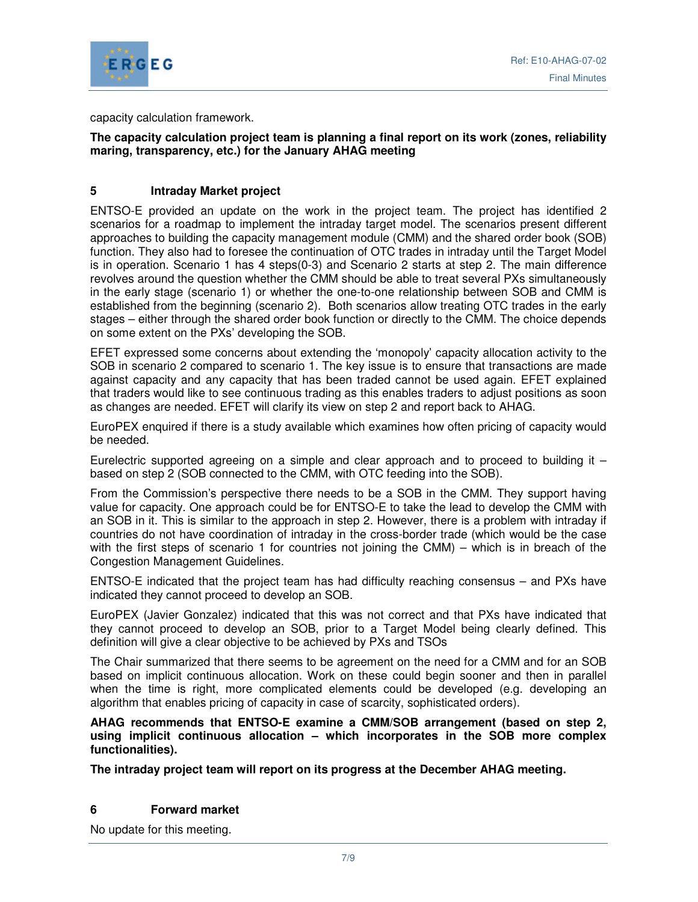capacity calculation framework.

**The capacity calculation project team is planning a final report on its work (zones, reliability maring, transparency, etc.) for the January AHAG meeting**

## 5 Intraday Market project

ENTSO-E provided an update on the work in the project team. The project has identified 2 scenarios for a roadmap to implement the intraday target model. The scenarios present different approaches to building the capacity management module (CMM) and the shared order book (SOB) function. They also had to foresee the continuation of OTC trades in intraday until the Target Model is in operation. Scenario 1 has 4 steps(0-3) and Scenario 2 starts at step 2. The main difference revolves around the question whether the CMM should be able to treat several PXs simultaneously in the early stage (scenario 1) or whether the one-to-one relationship between SOB and CMM is established from the beginning (scenario 2). Both scenarios allow treating OTC trades in the early stages – either through the shared order book function or directly to the CMM. The choice depends on some extent on the PXs' developing the SOB.

EFET expressed some concerns about extending the 'monopoly' capacity allocation activity to the SOB in scenario 2 compared to scenario 1. The key issue is to ensure that transactions are made against capacity and any capacity that has been traded cannot be used again. EFET explained that traders would like to see continuous trading as this enables traders to adjust positions as soon as changes are needed. EFET will clarify its view on step 2 and report back to AHAG.

EuroPEX enquired if there is a study available which examines how often pricing of capacity would be needed.

Eurelectric supported agreeing on a simple and clear approach and to proceed to building it – based on step 2 (SOB connected to the CMM, with OTC feeding into the SOB).

From the Commission's perspective there needs to be a SOB in the CMM. They support having value for capacity. One approach could be for ENTSO-E to take the lead to develop the CMM with an SOB in it. This is similar to the approach in step 2. However, there is a problem with intraday if countries do not have coordination of intraday in the cross-border trade (which would be the case with the first steps of scenario 1 for countries not joining the CMM) – which is in breach of the Congestion Management Guidelines.

ENTSO-E indicated that the project team has had difficulty reaching consensus – and PXs have indicated they cannot proceed to develop an SOB.

EuroPEX (Javier Gonzalez) indicated that this was not correct and that PXs have indicated that they cannot proceed to develop an SOB, prior to a Target Model being clearly defined. This definition will give a clear objective to be achieved by PXs and TSOs

The Chair summarized that there seems to be agreement on the need for a CMM and for an SOB based on implicit continuous allocation. Work on these could begin sooner and then in parallel when the time is right, more complicated elements could be developed (e.g. developing an algorithm that enables pricing of capacity in case of scarcity, sophisticated orders).

**AHAG recommends that ENTSO-E examine a CMM/SOB arrangement (based on step 2, using implicit continuous allocation – which incorporates in the SOB more complex functionalities).**

**The intraday project team will report on its progress at the December AHAG meeting.**

## 6 Forward market

No update for this meeting.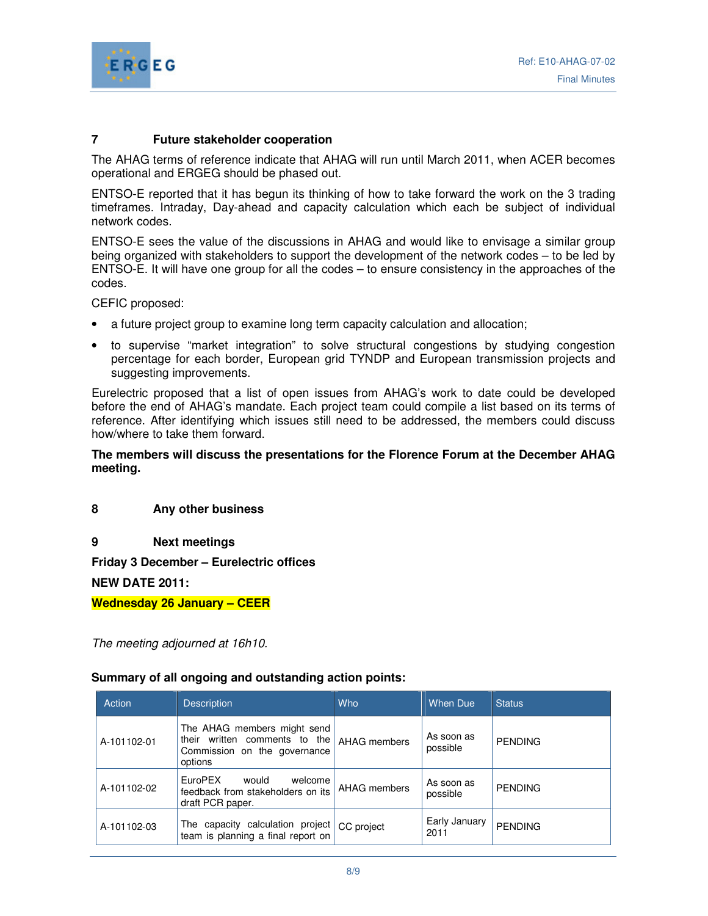## 7 Future stakeholder cooperation

The AHAG terms of reference indicate that AHAG will run until March 2011, when ACER becomes operational and ERGEG should be phased out.

ENTSO-E reported that it has begun its thinking of how to take forward the work on the 3 trading timeframes. Intraday, Day-ahead and capacity calculation which each be subject of individual network codes.

ENTSO-E sees the value of the discussions in AHAG and would like to envisage a similar group being organized with stakeholders to support the development of the network codes – to be led by ENTSO-E. It will have one group for all the codes – to ensure consistency in the approaches of the codes.

CEFIC proposed:

- a future project group to examine long term capacity calculation and allocation;
- to supervise "market integration" to solve structural congestions by studying congestion percentage for each border, European grid TYNDP and European transmission projects and suggesting improvements.

Eurelectric proposed that a list of open issues from AHAG's work to date could be developed before the end of AHAG's mandate. Each project team could compile a list based on its terms of reference. After identifying which issues still need to be addressed, the members could discuss how/where to take them forward.

**The members will discuss the presentations for the Florence Forum at the December AHAG meeting.**

## 8 Any other business

## 9 Next meetings

**Friday 3 December – Eurelectric offices**

**NEW DATE 2011:**

**Wednesday 26 January – CEER**

*The meeting adjourned at 16h10.*

**Summary of all ongoing and outstanding action points:**

| Action | Description | Who | When Due | Status |
|---|---|---|---|---|
| A-101102-01 | The AHAG members might send their written comments to the Commission on the governance options | AHAG members | As soon as possible | PENDING |
| A-101102-02 | EuroPEX would welcome feedback from stakeholders on its draft PCR paper. | AHAG members | As soon as possible | PENDING |
| A-101102-03 | The capacity calculation project team is planning a final report on | CC project | Early January 2011 | PENDING |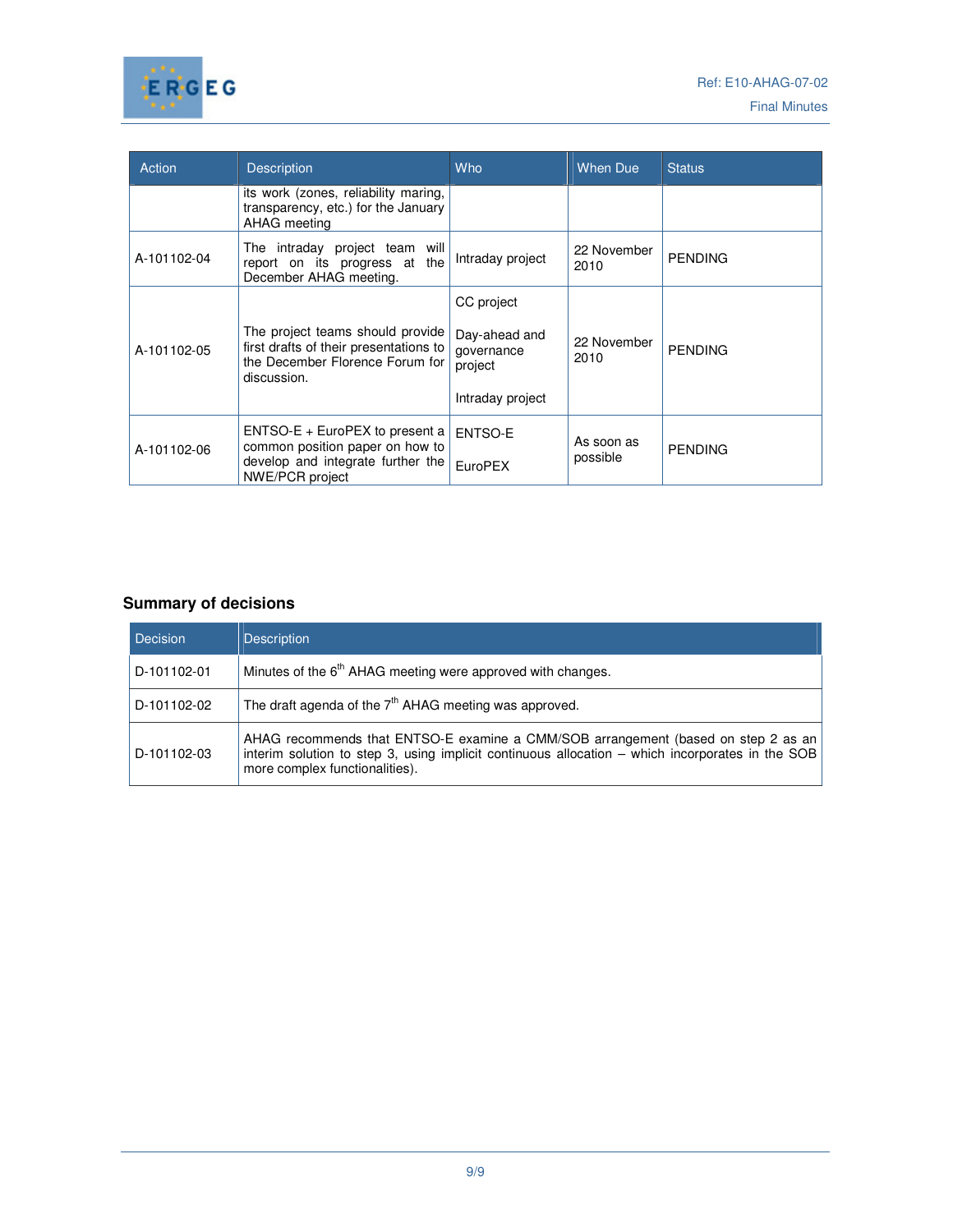| Action | Description | Who | When Due | Status |
|---|---|---|---|---|
| | its work (zones, reliability maring, transparency, etc.) for the January AHAG meeting | | | |
| A-101102-04 | The intraday project team will report on its progress at the December AHAG meeting. | Intraday project | 22 November 2010 | PENDING |
| A-101102-05 | The project teams should provide first drafts of their presentations to the December Florence Forum for discussion. | CC project<br><br>Day-ahead and governance project<br><br>Intraday project | 22 November 2010 | PENDING |
| A-101102-06 | ENTSO-E + EuroPEX to present a common position paper on how to develop and integrate further the NWE/PCR project | ENTSO-E<br><br>EuroPEX | As soon as possible | PENDING |

## Summary of decisions

| Decision | Description |
|---|---|
| D-101102-01 | Minutes of the 6th AHAG meeting were approved with changes. |
| D-101102-02 | The draft agenda of the 7th AHAG meeting was approved. |
| D-101102-03 | AHAG recommends that ENTSO-E examine a CMM/SOB arrangement (based on step 2 as an interim solution to step 3, using implicit continuous allocation – which incorporates in the SOB more complex functionalities). |